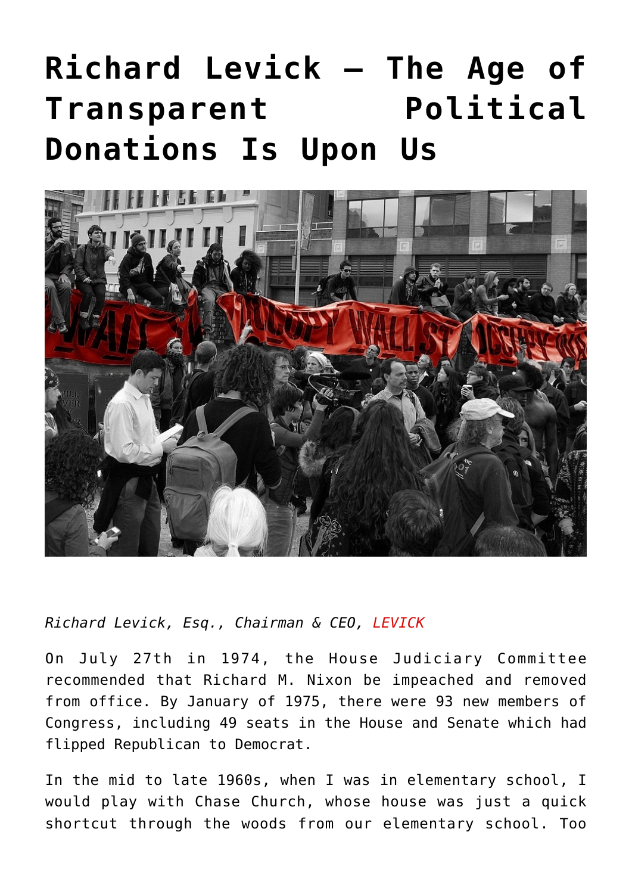# Richard Levick – The Age of Transparent Political Donations Is Upon Us

*Richard Levick, Esq., Chairman & CEO, LEVICK*

On July 27th in 1974, the House Judiciary Committee recommended that Richard M. Nixon be impeached and removed from office. By January of 1975, there were 93 new members of Congress, including 49 seats in the House and Senate which had flipped Republican to Democrat.

In the mid to late 1960s, when I was in elementary school, I would play with Chase Church, whose house was just a quick shortcut through the woods from our elementary school. Too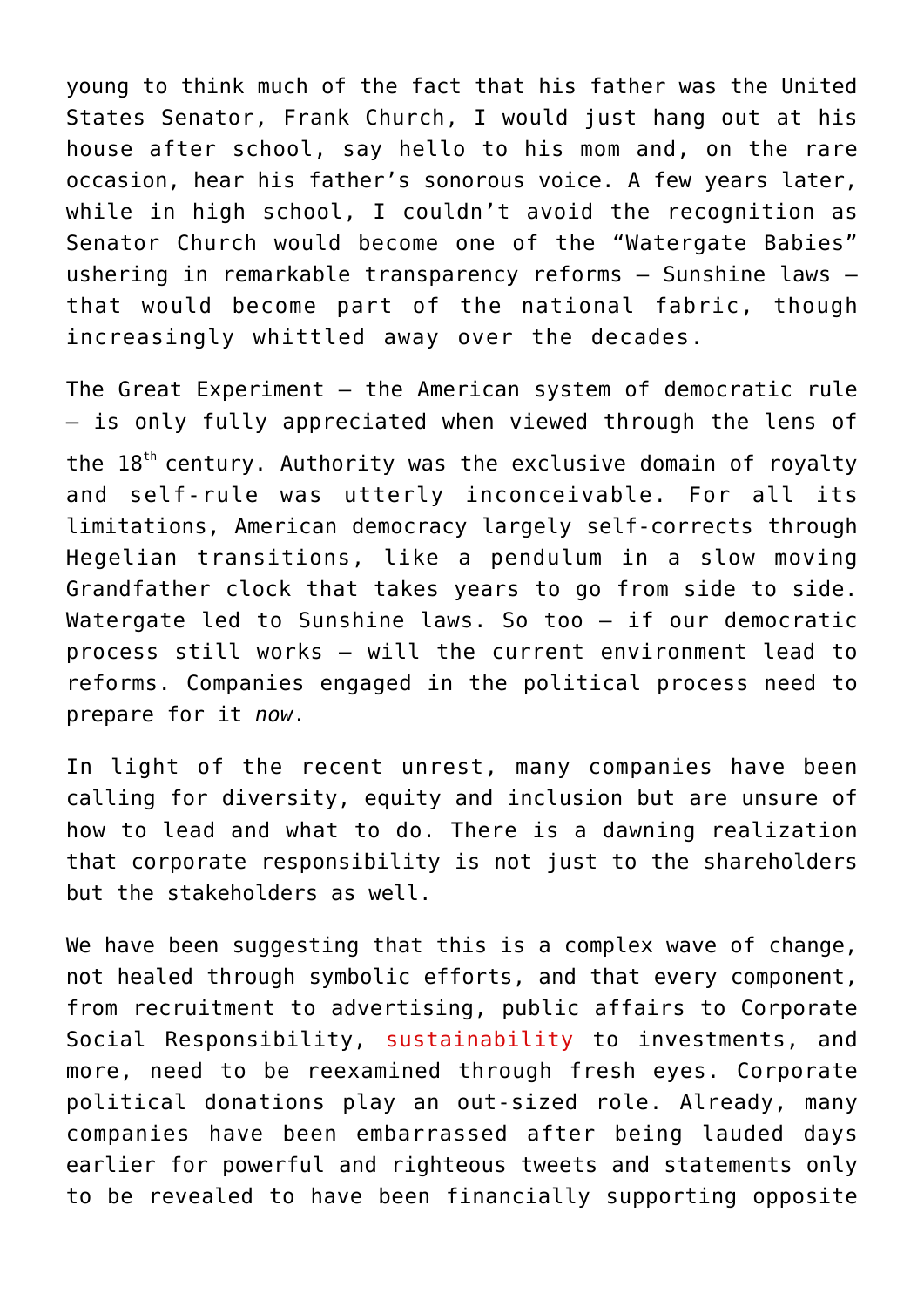young to think much of the fact that his father was the United States Senator, Frank Church, I would just hang out at his house after school, say hello to his mom and, on the rare occasion, hear his father's sonorous voice. A few years later, while in high school, I couldn't avoid the recognition as Senator Church would become one of the "Watergate Babies" ushering in remarkable transparency reforms – Sunshine laws – that would become part of the national fabric, though increasingly whittled away over the decades.

The Great Experiment – the American system of democratic rule – is only fully appreciated when viewed through the lens of the 18th century. Authority was the exclusive domain of royalty and self-rule was utterly inconceivable. For all its limitations, American democracy largely self-corrects through Hegelian transitions, like a pendulum in a slow moving Grandfather clock that takes years to go from side to side. Watergate led to Sunshine laws. So too – if our democratic process still works – will the current environment lead to reforms. Companies engaged in the political process need to prepare for it *now*.

In light of the recent unrest, many companies have been calling for diversity, equity and inclusion but are unsure of how to lead and what to do. There is a dawning realization that corporate responsibility is not just to the shareholders but the stakeholders as well.

We have been suggesting that this is a complex wave of change, not healed through symbolic efforts, and that every component, from recruitment to advertising, public affairs to Corporate Social Responsibility, sustainability to investments, and more, need to be reexamined through fresh eyes. Corporate political donations play an out-sized role. Already, many companies have been embarrassed after being lauded days earlier for powerful and righteous tweets and statements only to be revealed to have been financially supporting opposite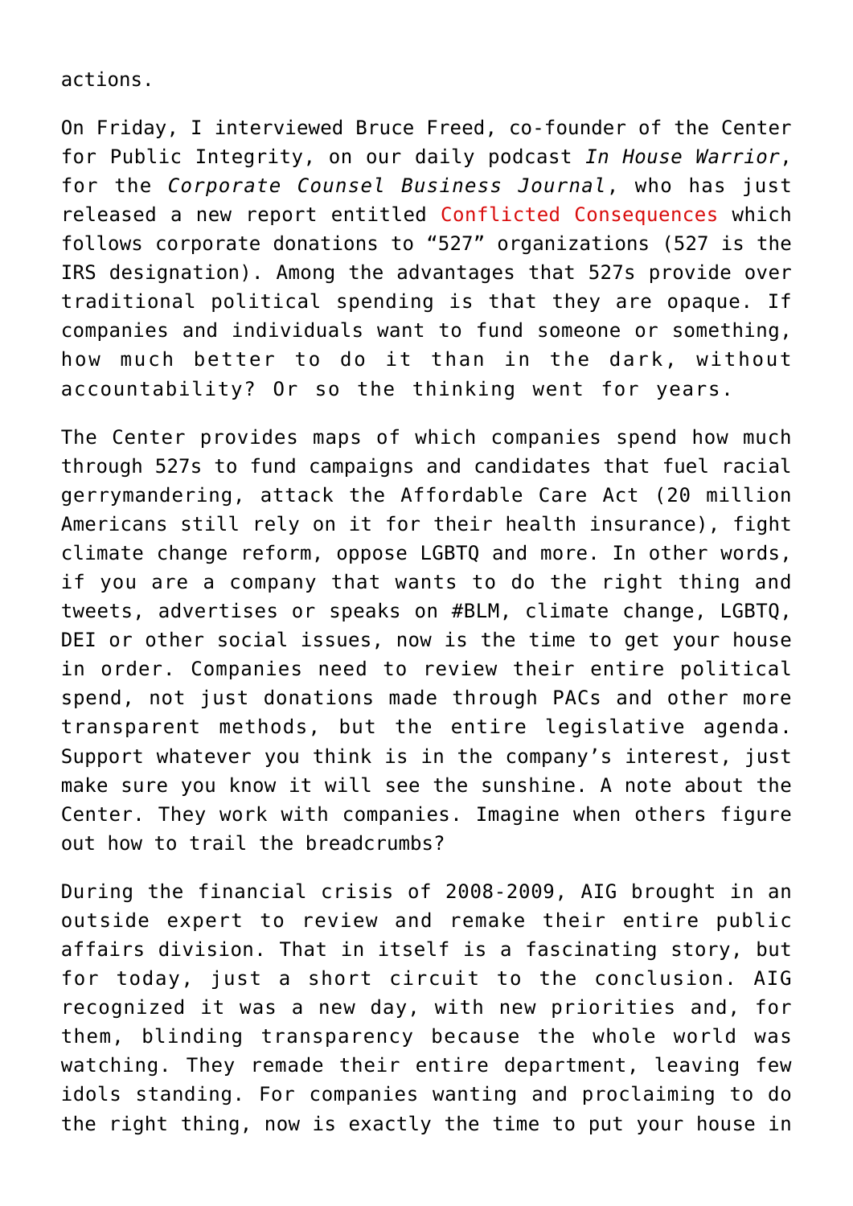actions.

On Friday, I interviewed Bruce Freed, co-founder of the Center for Public Integrity, on our daily podcast *In House Warrior*, for the *Corporate Counsel Business Journal*, who has just released a new report entitled Conflicted Consequences which follows corporate donations to "527" organizations (527 is the IRS designation). Among the advantages that 527s provide over traditional political spending is that they are opaque. If companies and individuals want to fund someone or something, how much better to do it than in the dark, without accountability? Or so the thinking went for years.

The Center provides maps of which companies spend how much through 527s to fund campaigns and candidates that fuel racial gerrymandering, attack the Affordable Care Act (20 million Americans still rely on it for their health insurance), fight climate change reform, oppose LGBTQ and more. In other words, if you are a company that wants to do the right thing and tweets, advertises or speaks on #BLM, climate change, LGBTQ, DEI or other social issues, now is the time to get your house in order. Companies need to review their entire political spend, not just donations made through PACs and other more transparent methods, but the entire legislative agenda. Support whatever you think is in the company's interest, just make sure you know it will see the sunshine. A note about the Center. They work with companies. Imagine when others figure out how to trail the breadcrumbs?

During the financial crisis of 2008-2009, AIG brought in an outside expert to review and remake their entire public affairs division. That in itself is a fascinating story, but for today, just a short circuit to the conclusion. AIG recognized it was a new day, with new priorities and, for them, blinding transparency because the whole world was watching. They remade their entire department, leaving few idols standing. For companies wanting and proclaiming to do the right thing, now is exactly the time to put your house in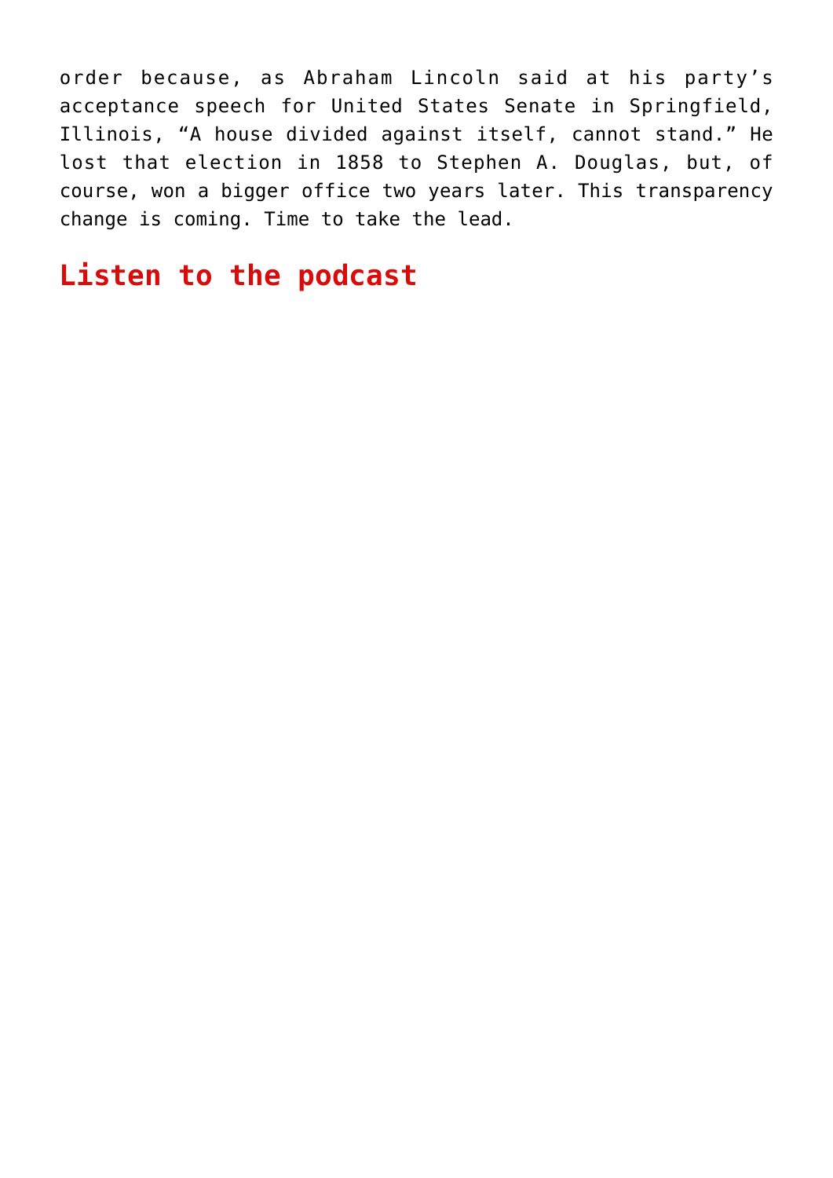order because, as Abraham Lincoln said at his party's acceptance speech for United States Senate in Springfield, Illinois, "A house divided against itself, cannot stand." He lost that election in 1858 to Stephen A. Douglas, but, of course, won a bigger office two years later. This transparency change is coming. Time to take the lead.

## Listen to the podcast